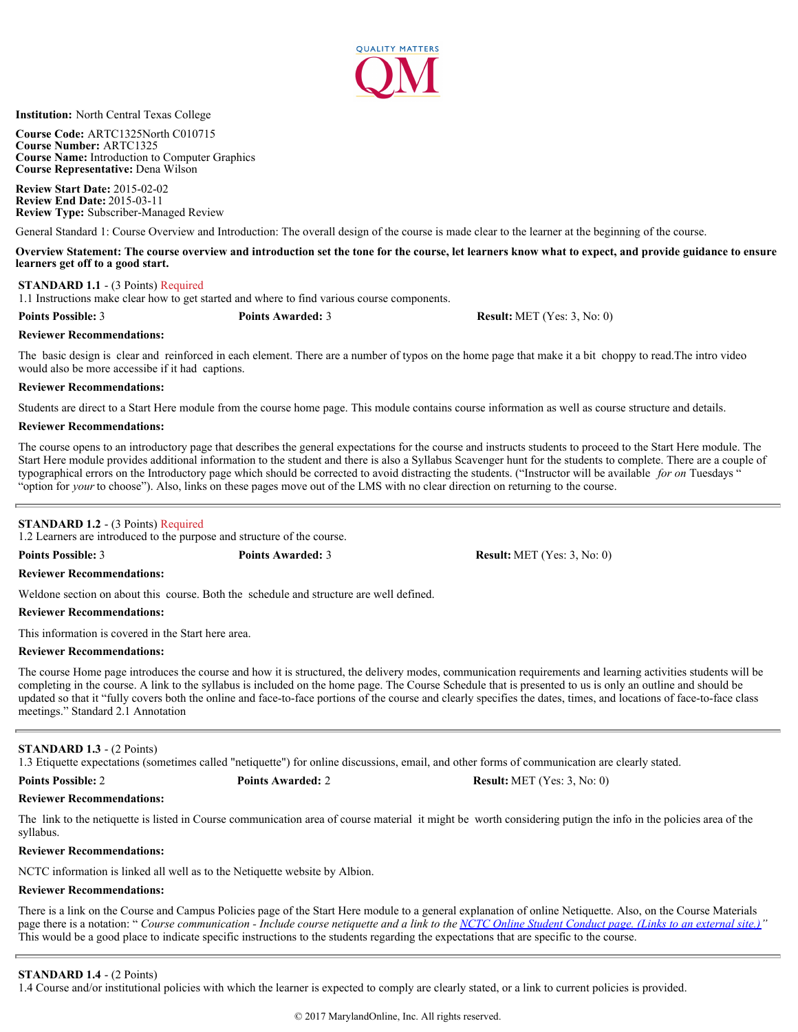QUALITY MATTERS QM

**Institution:** North Central Texas College

**Course Code:** ARTC1325North C010715
**Course Number:** ARTC1325
**Course Name:** Introduction to Computer Graphics
**Course Representative:** Dena Wilson

**Review Start Date:** 2015-02-02
**Review End Date:** 2015-03-11
**Review Type:** Subscriber-Managed Review

General Standard 1: Course Overview and Introduction: The overall design of the course is made clear to the learner at the beginning of the course.

**Overview Statement: The course overview and introduction set the tone for the course, let learners know what to expect, and provide guidance to ensure learners get off to a good start.**

**STANDARD 1.1** - (3 Points) Required
1.1 Instructions make clear how to get started and where to find various course components.

**Points Possible:** 3 **Points Awarded:** 3 **Result:** MET (Yes: 3, No: 0)

**Reviewer Recommendations:**

The basic design is clear and reinforced in each element. There are a number of typos on the home page that make it a bit choppy to read.The intro video would also be more accesibe if it had captions.

**Reviewer Recommendations:**

Students are direct to a Start Here module from the course home page. This module contains course information as well as course structure and details.

**Reviewer Recommendations:**

The course opens to an introductory page that describes the general expectations for the course and instructs students to proceed to the Start Here module. The Start Here module provides additional information to the student and there is also a Syllabus Scavenger hunt for the students to complete. There are a couple of typographical errors on the Introductory page which should be corrected to avoid distracting the students. ("Instructor will be available *for on* Tuesdays " "option for *your* to choose"). Also, links on these pages move out of the LMS with no clear direction on returning to the course.

---

**STANDARD 1.2** - (3 Points) Required
1.2 Learners are introduced to the purpose and structure of the course.

**Points Possible:** 3 **Points Awarded:** 3 **Result:** MET (Yes: 3, No: 0)

**Reviewer Recommendations:**

Weldone section on about this course. Both the schedule and structure are well defined.

**Reviewer Recommendations:**

This information is covered in the Start here area.

**Reviewer Recommendations:**

The course Home page introduces the course and how it is structured, the delivery modes, communication requirements and learning activities students will be completing in the course. A link to the syllabus is included on the home page. The Course Schedule that is presented to us is only an outline and should be updated so that it "fully covers both the online and face-to-face portions of the course and clearly specifies the dates, times, and locations of face-to-face class meetings." Standard 2.1 Annotation

---

**STANDARD 1.3** - (2 Points)
1.3 Etiquette expectations (sometimes called "netiquette") for online discussions, email, and other forms of communication are clearly stated.

**Points Possible:** 2 **Points Awarded:** 2 **Result:** MET (Yes: 3, No: 0)

**Reviewer Recommendations:**

The link to the netiquette is listed in Course communication area of course material it might be worth considering putign the info in the policies area of the syllabus.

**Reviewer Recommendations:**

NCTC information is linked all well as to the Netiquette website by Albion.

**Reviewer Recommendations:**

There is a link on the Course and Campus Policies page of the Start Here module to a general explanation of online Netiquette. Also, on the Course Materials page there is a notation: " *Course communication - Include course netiquette and a link to the NCTC Online Student Conduct page. (Links to an external site.)*" This would be a good place to indicate specific instructions to the students regarding the expectations that are specific to the course.

---

**STANDARD 1.4** - (2 Points)
1.4 Course and/or institutional policies with which the learner is expected to comply are clearly stated, or a link to current policies is provided.

© 2017 MarylandOnline, Inc. All rights reserved.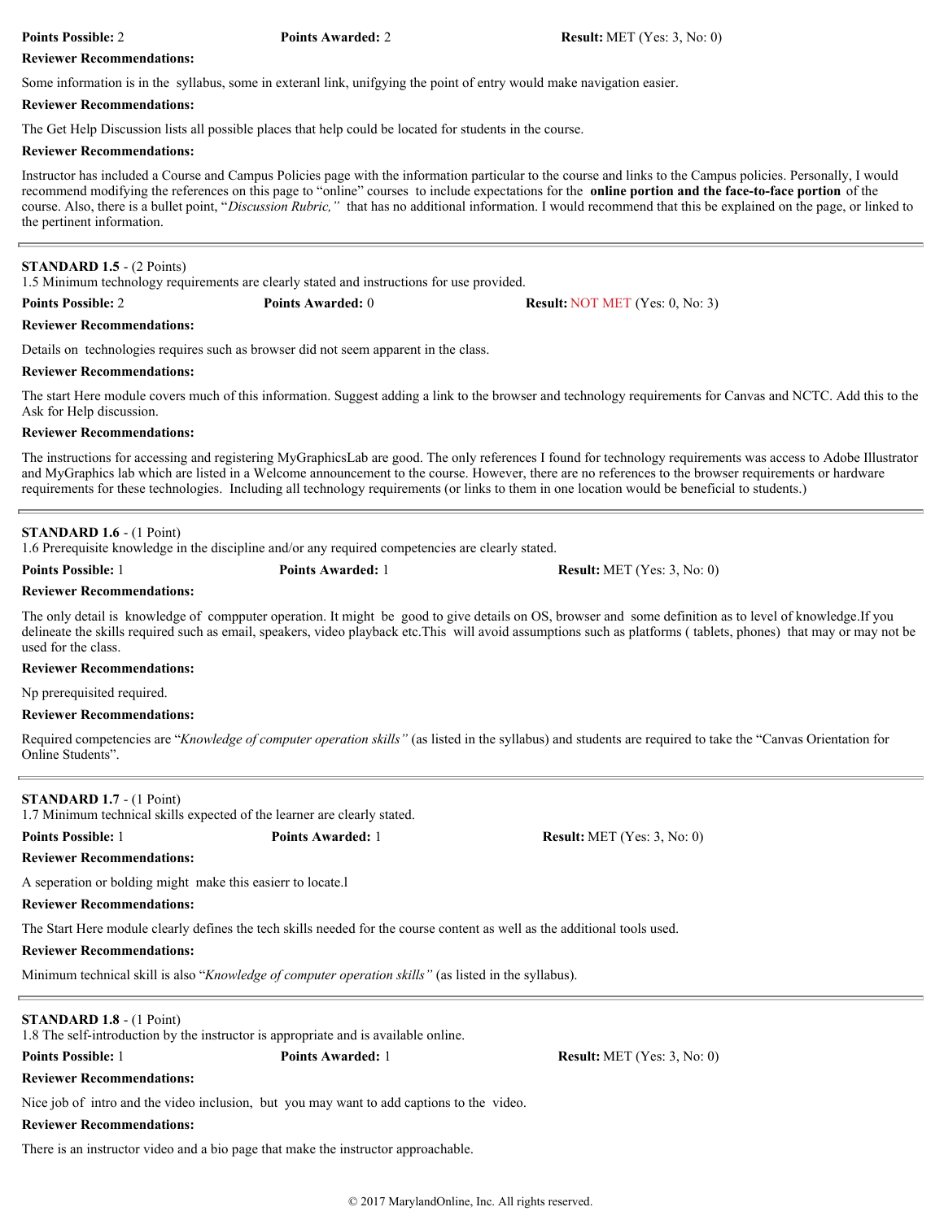**Points Possible:** 2 **Points Awarded:** 2 **Result:** MET (Yes: 3, No: 0)

**Reviewer Recommendations:**

Some information is in the syllabus, some in exteranl link, unifgying the point of entry would make navigation easier.

**Reviewer Recommendations:**

The Get Help Discussion lists all possible places that help could be located for students in the course.

**Reviewer Recommendations:**

Instructor has included a Course and Campus Policies page with the information particular to the course and links to the Campus policies. Personally, I would recommend modifying the references on this page to "online" courses to include expectations for the **online portion and the face-to-face portion** of the course. Also, there is a bullet point, "*Discussion Rubric,"* that has no additional information. I would recommend that this be explained on the page, or linked to the pertinent information.

---

**STANDARD 1.5** - (2 Points)
1.5 Minimum technology requirements are clearly stated and instructions for use provided.

**Points Possible:** 2 **Points Awarded:** 0 **Result:** NOT MET (Yes: 0, No: 3)

**Reviewer Recommendations:**

Details on technologies requires such as browser did not seem apparent in the class.

**Reviewer Recommendations:**

The start Here module covers much of this information. Suggest adding a link to the browser and technology requirements for Canvas and NCTC. Add this to the Ask for Help discussion.

**Reviewer Recommendations:**

The instructions for accessing and registering MyGraphicsLab are good. The only references I found for technology requirements was access to Adobe Illustrator and MyGraphics lab which are listed in a Welcome announcement to the course. However, there are no references to the browser requirements or hardware requirements for these technologies. Including all technology requirements (or links to them in one location would be beneficial to students.)

---

**STANDARD 1.6** - (1 Point)
1.6 Prerequisite knowledge in the discipline and/or any required competencies are clearly stated.

**Points Possible:** 1 **Points Awarded:** 1 **Result:** MET (Yes: 3, No: 0)

**Reviewer Recommendations:**

The only detail is knowledge of compputer operation. It might be good to give details on OS, browser and some definition as to level of knowledge.If you delineate the skills required such as email, speakers, video playback etc.This will avoid assumptions such as platforms ( tablets, phones) that may or may not be used for the class.

**Reviewer Recommendations:**

Np prerequisited required.

**Reviewer Recommendations:**

Required competencies are "*Knowledge of computer operation skills"* (as listed in the syllabus) and students are required to take the "Canvas Orientation for Online Students".

---

**STANDARD 1.7** - (1 Point)
1.7 Minimum technical skills expected of the learner are clearly stated.

**Points Possible:** 1 **Points Awarded:** 1 **Result:** MET (Yes: 3, No: 0)

**Reviewer Recommendations:**

A seperation or bolding might make this easierr to locate.l

**Reviewer Recommendations:**

The Start Here module clearly defines the tech skills needed for the course content as well as the additional tools used.

**Reviewer Recommendations:**

Minimum technical skill is also "*Knowledge of computer operation skills"* (as listed in the syllabus).

---

**STANDARD 1.8** - (1 Point)
1.8 The self-introduction by the instructor is appropriate and is available online.

**Points Possible:** 1 **Points Awarded:** 1 **Result:** MET (Yes: 3, No: 0)

**Reviewer Recommendations:**

Nice job of intro and the video inclusion, but you may want to add captions to the video.

**Reviewer Recommendations:**

There is an instructor video and a bio page that make the instructor approachable.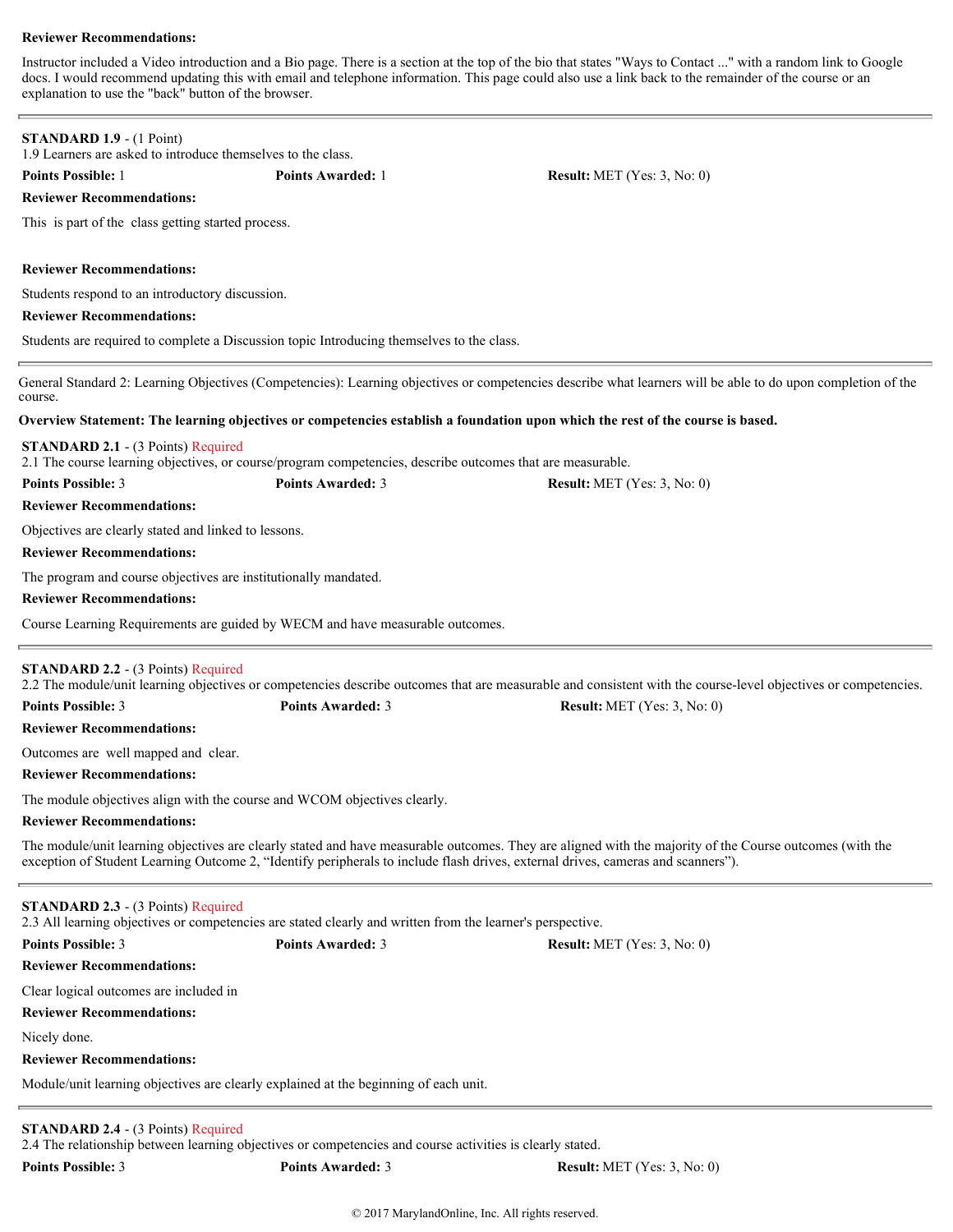**Reviewer Recommendations:**

Instructor included a Video introduction and a Bio page. There is a section at the top of the bio that states "Ways to Contact ..." with a random link to Google docs. I would recommend updating this with email and telephone information. This page could also use a link back to the remainder of the course or an explanation to use the "back" button of the browser.

---

**STANDARD 1.9** - (1 Point)
1.9 Learners are asked to introduce themselves to the class.

**Points Possible:** 1 **Points Awarded:** 1 **Result:** MET (Yes: 3, No: 0)

**Reviewer Recommendations:**

This is part of the class getting started process.

**Reviewer Recommendations:**

Students respond to an introductory discussion.

**Reviewer Recommendations:**

Students are required to complete a Discussion topic Introducing themselves to the class.

---

General Standard 2: Learning Objectives (Competencies): Learning objectives or competencies describe what learners will be able to do upon completion of the course.

**Overview Statement: The learning objectives or competencies establish a foundation upon which the rest of the course is based.**

**STANDARD 2.1** - (3 Points) Required
2.1 The course learning objectives, or course/program competencies, describe outcomes that are measurable.

**Points Possible:** 3 **Points Awarded:** 3 **Result:** MET (Yes: 3, No: 0)

**Reviewer Recommendations:**

Objectives are clearly stated and linked to lessons.

**Reviewer Recommendations:**

The program and course objectives are institutionally mandated.

**Reviewer Recommendations:**

Course Learning Requirements are guided by WECM and have measurable outcomes.

---

**STANDARD 2.2** - (3 Points) Required
2.2 The module/unit learning objectives or competencies describe outcomes that are measurable and consistent with the course-level objectives or competencies.

**Points Possible:** 3 **Points Awarded:** 3 **Result:** MET (Yes: 3, No: 0)

**Reviewer Recommendations:**

Outcomes are well mapped and clear.

**Reviewer Recommendations:**

The module objectives align with the course and WCOM objectives clearly.

**Reviewer Recommendations:**

The module/unit learning objectives are clearly stated and have measurable outcomes. They are aligned with the majority of the Course outcomes (with the exception of Student Learning Outcome 2, "Identify peripherals to include flash drives, external drives, cameras and scanners").

---

**STANDARD 2.3** - (3 Points) Required
2.3 All learning objectives or competencies are stated clearly and written from the learner's perspective.

**Points Possible:** 3 **Points Awarded:** 3 **Result:** MET (Yes: 3, No: 0)

**Reviewer Recommendations:**

Clear logical outcomes are included in

**Reviewer Recommendations:**

Nicely done.

**Reviewer Recommendations:**

Module/unit learning objectives are clearly explained at the beginning of each unit.

---

**STANDARD 2.4** - (3 Points) Required
2.4 The relationship between learning objectives or competencies and course activities is clearly stated.

**Points Possible:** 3 **Points Awarded:** 3 **Result:** MET (Yes: 3, No: 0)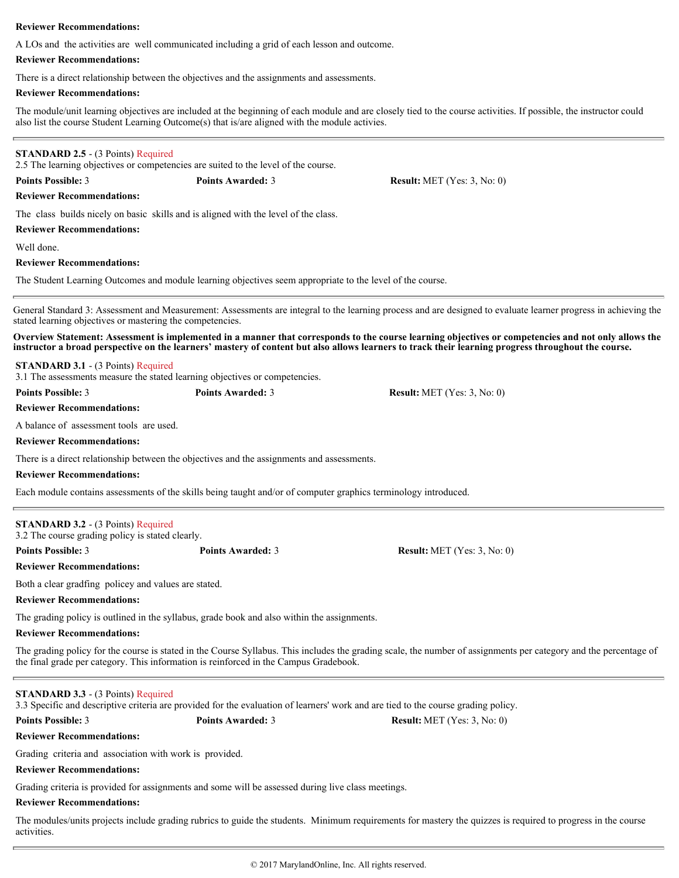**Reviewer Recommendations:**

A LOs and the activities are well communicated including a grid of each lesson and outcome.

**Reviewer Recommendations:**

There is a direct relationship between the objectives and the assignments and assessments.

**Reviewer Recommendations:**

The module/unit learning objectives are included at the beginning of each module and are closely tied to the course activities. If possible, the instructor could also list the course Student Learning Outcome(s) that is/are aligned with the module activies.

---

**STANDARD 2.5** - (3 Points) Required
2.5 The learning objectives or competencies are suited to the level of the course.

**Points Possible:** 3 **Points Awarded:** 3 **Result:** MET (Yes: 3, No: 0)

**Reviewer Recommendations:**

The class builds nicely on basic skills and is aligned with the level of the class.

**Reviewer Recommendations:**

Well done.

**Reviewer Recommendations:**

The Student Learning Outcomes and module learning objectives seem appropriate to the level of the course.

---

General Standard 3: Assessment and Measurement: Assessments are integral to the learning process and are designed to evaluate learner progress in achieving the stated learning objectives or mastering the competencies.

**Overview Statement: Assessment is implemented in a manner that corresponds to the course learning objectives or competencies and not only allows the instructor a broad perspective on the learners' mastery of content but also allows learners to track their learning progress throughout the course.**

**STANDARD 3.1** - (3 Points) Required
3.1 The assessments measure the stated learning objectives or competencies.

**Points Possible:** 3 **Points Awarded:** 3 **Result:** MET (Yes: 3, No: 0)

**Reviewer Recommendations:**

A balance of assessment tools are used.

**Reviewer Recommendations:**

There is a direct relationship between the objectives and the assignments and assessments.

**Reviewer Recommendations:**

Each module contains assessments of the skills being taught and/or of computer graphics terminology introduced.

---

**STANDARD 3.2** - (3 Points) Required
3.2 The course grading policy is stated clearly.

**Points Possible:** 3 **Points Awarded:** 3 **Result:** MET (Yes: 3, No: 0)

**Reviewer Recommendations:**

Both a clear gradfing policey and values are stated.

**Reviewer Recommendations:**

The grading policy is outlined in the syllabus, grade book and also within the assignments.

**Reviewer Recommendations:**

The grading policy for the course is stated in the Course Syllabus. This includes the grading scale, the number of assignments per category and the percentage of the final grade per category. This information is reinforced in the Campus Gradebook.

---

**STANDARD 3.3** - (3 Points) Required
3.3 Specific and descriptive criteria are provided for the evaluation of learners' work and are tied to the course grading policy.

**Points Possible:** 3 **Points Awarded:** 3 **Result:** MET (Yes: 3, No: 0)

**Reviewer Recommendations:**

Grading criteria and association with work is provided.

**Reviewer Recommendations:**

Grading criteria is provided for assignments and some will be assessed during live class meetings.

**Reviewer Recommendations:**

The modules/units projects include grading rubrics to guide the students. Minimum requirements for mastery the quizzes is required to progress in the course activities.

---

© 2017 MarylandOnline, Inc. All rights reserved.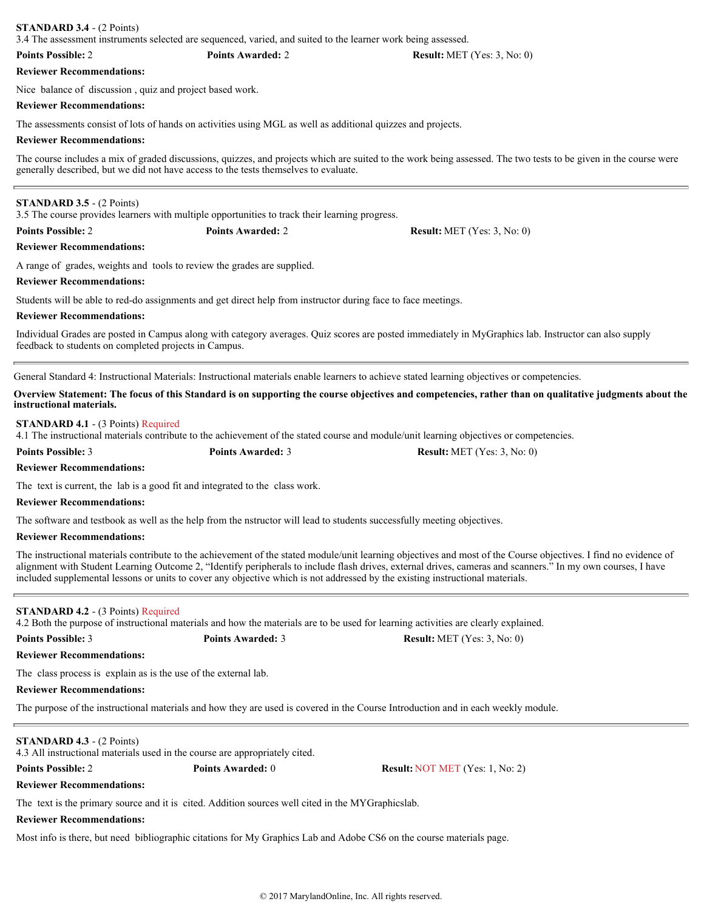**STANDARD 3.4** - (2 Points)
3.4 The assessment instruments selected are sequenced, varied, and suited to the learner work being assessed.

**Points Possible:** 2 **Points Awarded:** 2 **Result:** MET (Yes: 3, No: 0)

**Reviewer Recommendations:**

Nice balance of discussion , quiz and project based work.

**Reviewer Recommendations:**

The assessments consist of lots of hands on activities using MGL as well as additional quizzes and projects.

**Reviewer Recommendations:**

The course includes a mix of graded discussions, quizzes, and projects which are suited to the work being assessed. The two tests to be given in the course were generally described, but we did not have access to the tests themselves to evaluate.

---

**STANDARD 3.5** - (2 Points)
3.5 The course provides learners with multiple opportunities to track their learning progress.

**Points Possible:** 2 **Points Awarded:** 2 **Result:** MET (Yes: 3, No: 0)

**Reviewer Recommendations:**

A range of grades, weights and tools to review the grades are supplied.

**Reviewer Recommendations:**

Students will be able to red-do assignments and get direct help from instructor during face to face meetings.

**Reviewer Recommendations:**

Individual Grades are posted in Campus along with category averages. Quiz scores are posted immediately in MyGraphics lab. Instructor can also supply feedback to students on completed projects in Campus.

---

General Standard 4: Instructional Materials: Instructional materials enable learners to achieve stated learning objectives or competencies.

**Overview Statement: The focus of this Standard is on supporting the course objectives and competencies, rather than on qualitative judgments about the instructional materials.**

**STANDARD 4.1** - (3 Points) Required
4.1 The instructional materials contribute to the achievement of the stated course and module/unit learning objectives or competencies.

**Points Possible:** 3 **Points Awarded:** 3 **Result:** MET (Yes: 3, No: 0)

**Reviewer Recommendations:**

The text is current, the lab is a good fit and integrated to the class work.

**Reviewer Recommendations:**

The software and testbook as well as the help from the nstructor will lead to students successfully meeting objectives.

**Reviewer Recommendations:**

The instructional materials contribute to the achievement of the stated module/unit learning objectives and most of the Course objectives. I find no evidence of alignment with Student Learning Outcome 2, “Identify peripherals to include flash drives, external drives, cameras and scanners.” In my own courses, I have included supplemental lessons or units to cover any objective which is not addressed by the existing instructional materials.

---

**STANDARD 4.2** - (3 Points) Required
4.2 Both the purpose of instructional materials and how the materials are to be used for learning activities are clearly explained.

**Points Possible:** 3 **Points Awarded:** 3 **Result:** MET (Yes: 3, No: 0)

**Reviewer Recommendations:**

The class process is explain as is the use of the external lab.

**Reviewer Recommendations:**

The purpose of the instructional materials and how they are used is covered in the Course Introduction and in each weekly module.

---

**STANDARD 4.3** - (2 Points)
4.3 All instructional materials used in the course are appropriately cited.

**Points Possible:** 2 **Points Awarded:** 0 **Result:** NOT MET (Yes: 1, No: 2)

**Reviewer Recommendations:**

The text is the primary source and it is cited. Addition sources well cited in the MYGraphicslab.

**Reviewer Recommendations:**

Most info is there, but need bibliographic citations for My Graphics Lab and Adobe CS6 on the course materials page.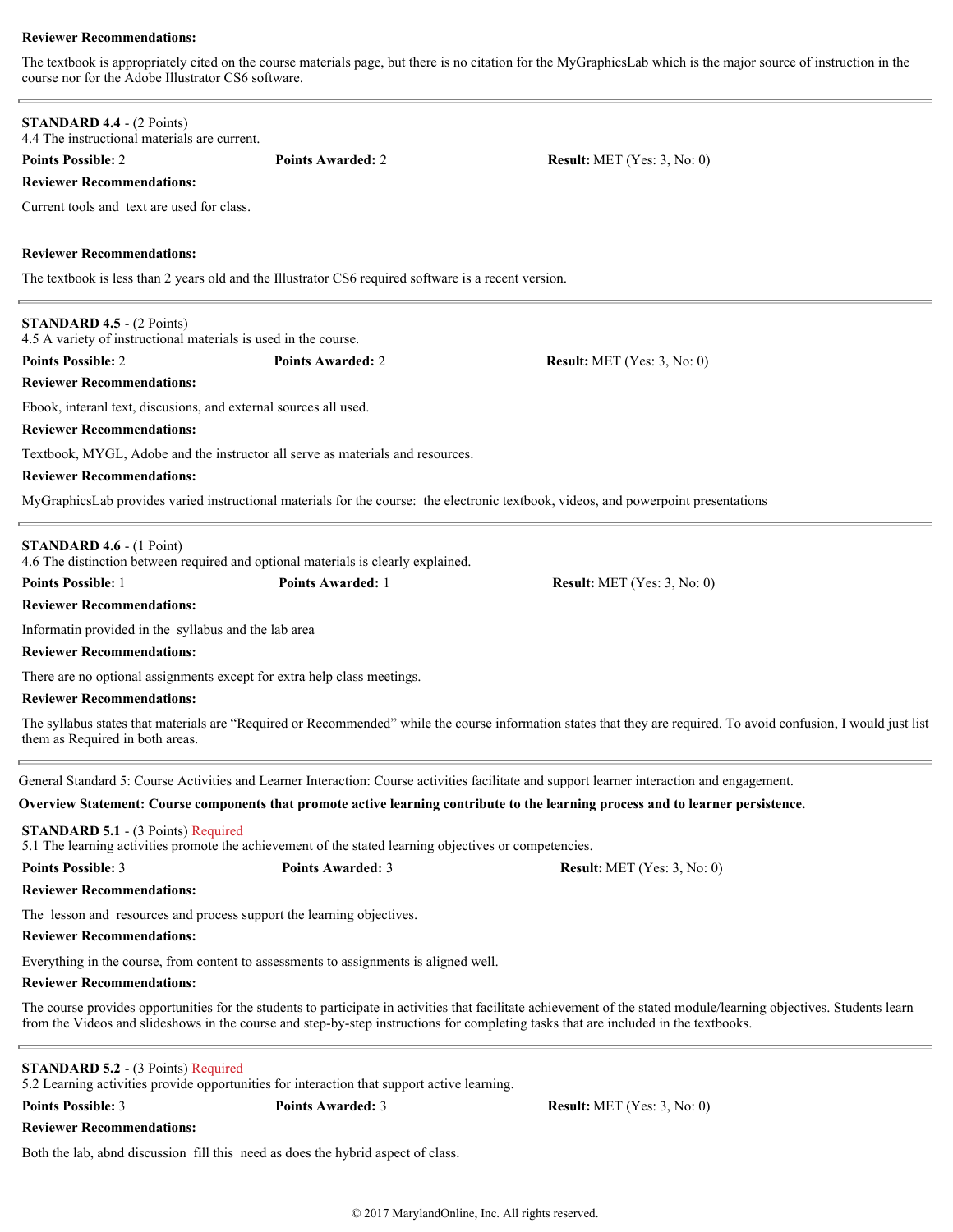**Reviewer Recommendations:**

The textbook is appropriately cited on the course materials page, but there is no citation for the MyGraphicsLab which is the major source of instruction in the course nor for the Adobe Illustrator CS6 software.

---

**STANDARD 4.4** - (2 Points)
4.4 The instructional materials are current.

**Points Possible:** 2 **Points Awarded:** 2 **Result:** MET (Yes: 3, No: 0)

**Reviewer Recommendations:**

Current tools and text are used for class.

**Reviewer Recommendations:**

The textbook is less than 2 years old and the Illustrator CS6 required software is a recent version.

---

**STANDARD 4.5** - (2 Points)
4.5 A variety of instructional materials is used in the course.

**Points Possible:** 2 **Points Awarded:** 2 **Result:** MET (Yes: 3, No: 0)

**Reviewer Recommendations:**

Ebook, interanl text, discusions, and external sources all used.

**Reviewer Recommendations:**

Textbook, MYGL, Adobe and the instructor all serve as materials and resources.

**Reviewer Recommendations:**

MyGraphicsLab provides varied instructional materials for the course: the electronic textbook, videos, and powerpoint presentations

---

**STANDARD 4.6** - (1 Point)
4.6 The distinction between required and optional materials is clearly explained.

**Points Possible:** 1 **Points Awarded:** 1 **Result:** MET (Yes: 3, No: 0)

**Reviewer Recommendations:**

Informatin provided in the syllabus and the lab area

**Reviewer Recommendations:**

There are no optional assignments except for extra help class meetings.

**Reviewer Recommendations:**

The syllabus states that materials are "Required or Recommended" while the course information states that they are required. To avoid confusion, I would just list them as Required in both areas.

---

General Standard 5: Course Activities and Learner Interaction: Course activities facilitate and support learner interaction and engagement.

**Overview Statement: Course components that promote active learning contribute to the learning process and to learner persistence.**

**STANDARD 5.1** - (3 Points) Required
5.1 The learning activities promote the achievement of the stated learning objectives or competencies.

**Points Possible:** 3 **Points Awarded:** 3 **Result:** MET (Yes: 3, No: 0)

**Reviewer Recommendations:**

The lesson and resources and process support the learning objectives.

**Reviewer Recommendations:**

Everything in the course, from content to assessments to assignments is aligned well.

**Reviewer Recommendations:**

The course provides opportunities for the students to participate in activities that facilitate achievement of the stated module/learning objectives. Students learn from the Videos and slideshows in the course and step-by-step instructions for completing tasks that are included in the textbooks.

---

**STANDARD 5.2** - (3 Points) Required
5.2 Learning activities provide opportunities for interaction that support active learning.

**Points Possible:** 3 **Points Awarded:** 3 **Result:** MET (Yes: 3, No: 0)

**Reviewer Recommendations:**

Both the lab, abnd discussion fill this need as does the hybrid aspect of class.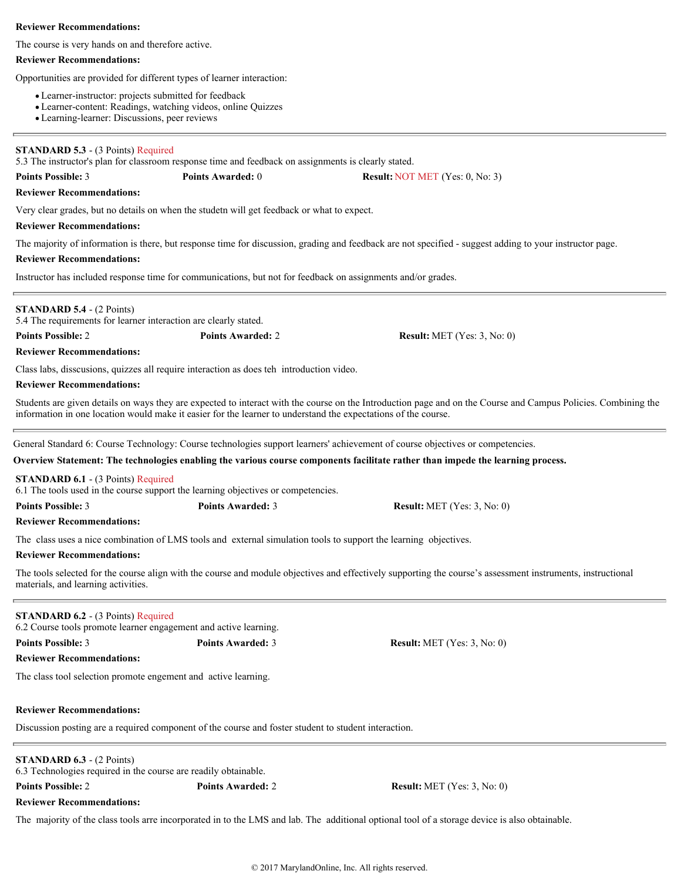**Reviewer Recommendations:**

The course is very hands on and therefore active.

**Reviewer Recommendations:**

Opportunities are provided for different types of learner interaction:

- Learner-instructor: projects submitted for feedback
- Learner-content: Readings, watching videos, online Quizzes
- Learning-learner: Discussions, peer reviews

---

**STANDARD 5.3** - (3 Points) Required
5.3 The instructor's plan for classroom response time and feedback on assignments is clearly stated.

**Points Possible:** 3 **Points Awarded:** 0 **Result:** NOT MET (Yes: 0, No: 3)

**Reviewer Recommendations:**

Very clear grades, but no details on when the studetn will get feedback or what to expect.

**Reviewer Recommendations:**

The majority of information is there, but response time for discussion, grading and feedback are not specified - suggest adding to your instructor page.

**Reviewer Recommendations:**

Instructor has included response time for communications, but not for feedback on assignments and/or grades.

---

**STANDARD 5.4** - (2 Points)
5.4 The requirements for learner interaction are clearly stated.

**Points Possible:** 2 **Points Awarded:** 2 **Result:** MET (Yes: 3, No: 0)

**Reviewer Recommendations:**

Class labs, disscusions, quizzes all require interaction as does teh introduction video.

**Reviewer Recommendations:**

Students are given details on ways they are expected to interact with the course on the Introduction page and on the Course and Campus Policies. Combining the information in one location would make it easier for the learner to understand the expectations of the course.

---

General Standard 6: Course Technology: Course technologies support learners' achievement of course objectives or competencies.

**Overview Statement: The technologies enabling the various course components facilitate rather than impede the learning process.**

**STANDARD 6.1** - (3 Points) Required
6.1 The tools used in the course support the learning objectives or competencies.

**Points Possible:** 3 **Points Awarded:** 3 **Result:** MET (Yes: 3, No: 0)

**Reviewer Recommendations:**

The class uses a nice combination of LMS tools and external simulation tools to support the learning objectives.

**Reviewer Recommendations:**

The tools selected for the course align with the course and module objectives and effectively supporting the course's assessment instruments, instructional materials, and learning activities.

---

**STANDARD 6.2** - (3 Points) Required
6.2 Course tools promote learner engagement and active learning.

**Points Possible:** 3 **Points Awarded:** 3 **Result:** MET (Yes: 3, No: 0)

**Reviewer Recommendations:**

The class tool selection promote engement and active learning.

**Reviewer Recommendations:**

Discussion posting are a required component of the course and foster student to student interaction.

---

**STANDARD 6.3** - (2 Points)
6.3 Technologies required in the course are readily obtainable.

**Points Possible:** 2 **Points Awarded:** 2 **Result:** MET (Yes: 3, No: 0)

**Reviewer Recommendations:**

The majority of the class tools arre incorporated in to the LMS and lab. The additional optional tool of a storage device is also obtainable.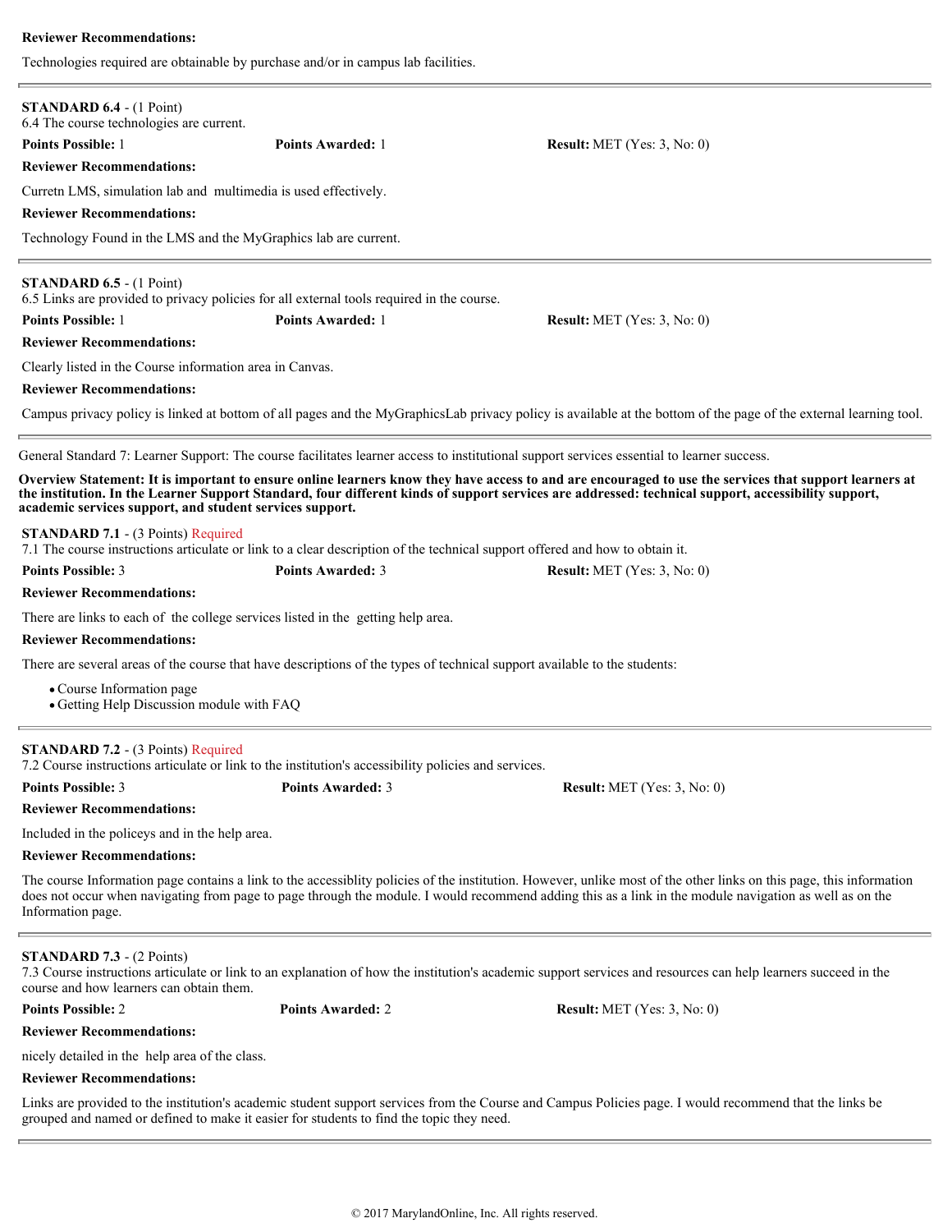**Reviewer Recommendations:**

Technologies required are obtainable by purchase and/or in campus lab facilities.

---

**STANDARD 6.4** - (1 Point)
6.4 The course technologies are current.

**Points Possible:** 1 **Points Awarded:** 1 **Result:** MET (Yes: 3, No: 0)

**Reviewer Recommendations:**

Curretn LMS, simulation lab and multimedia is used effectively.

**Reviewer Recommendations:**

Technology Found in the LMS and the MyGraphics lab are current.

---

**STANDARD 6.5** - (1 Point)
6.5 Links are provided to privacy policies for all external tools required in the course.

**Points Possible:** 1 **Points Awarded:** 1 **Result:** MET (Yes: 3, No: 0)

**Reviewer Recommendations:**

Clearly listed in the Course information area in Canvas.

**Reviewer Recommendations:**

Campus privacy policy is linked at bottom of all pages and the MyGraphicsLab privacy policy is available at the bottom of the page of the external learning tool.

---

General Standard 7: Learner Support: The course facilitates learner access to institutional support services essential to learner success.

**Overview Statement: It is important to ensure online learners know they have access to and are encouraged to use the services that support learners at the institution. In the Learner Support Standard, four different kinds of support services are addressed: technical support, accessibility support, academic services support, and student services support.**

**STANDARD 7.1** - (3 Points) Required
7.1 The course instructions articulate or link to a clear description of the technical support offered and how to obtain it.

**Points Possible:** 3 **Points Awarded:** 3 **Result:** MET (Yes: 3, No: 0)

**Reviewer Recommendations:**

There are links to each of the college services listed in the getting help area.

**Reviewer Recommendations:**

There are several areas of the course that have descriptions of the types of technical support available to the students:

- Course Information page
- Getting Help Discussion module with FAQ

---

**STANDARD 7.2** - (3 Points) Required
7.2 Course instructions articulate or link to the institution's accessibility policies and services.

**Points Possible:** 3 **Points Awarded:** 3 **Result:** MET (Yes: 3, No: 0)

**Reviewer Recommendations:**

Included in the policeys and in the help area.

**Reviewer Recommendations:**

The course Information page contains a link to the accessiblity policies of the institution. However, unlike most of the other links on this page, this information does not occur when navigating from page to page through the module. I would recommend adding this as a link in the module navigation as well as on the Information page.

---

**STANDARD 7.3** - (2 Points)
7.3 Course instructions articulate or link to an explanation of how the institution's academic support services and resources can help learners succeed in the course and how learners can obtain them.

**Points Possible:** 2 **Points Awarded:** 2 **Result:** MET (Yes: 3, No: 0)

**Reviewer Recommendations:**

nicely detailed in the help area of the class.

**Reviewer Recommendations:**

Links are provided to the institution's academic student support services from the Course and Campus Policies page. I would recommend that the links be grouped and named or defined to make it easier for students to find the topic they need.

---

© 2017 MarylandOnline, Inc. All rights reserved.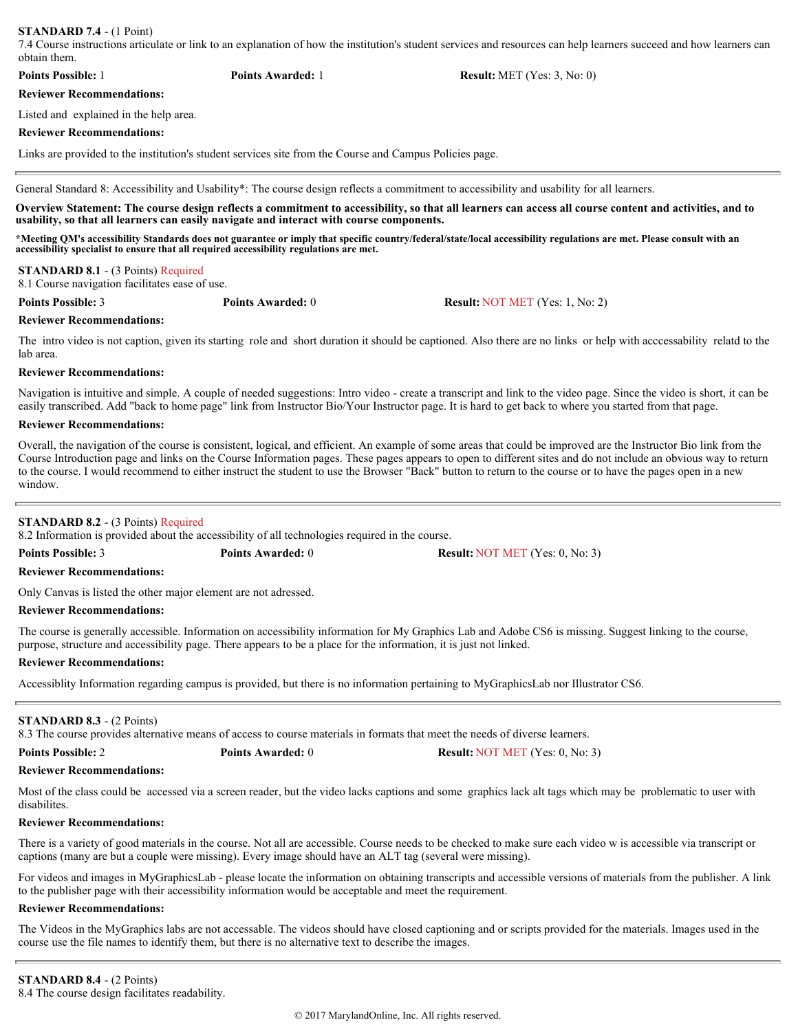**STANDARD 7.4** - (1 Point)
7.4 Course instructions articulate or link to an explanation of how the institution's student services and resources can help learners succeed and how learners can obtain them.

**Points Possible:** 1 **Points Awarded:** 1 **Result:** MET (Yes: 3, No: 0)

**Reviewer Recommendations:**

Listed and explained in the help area.

**Reviewer Recommendations:**

Links are provided to the institution's student services site from the Course and Campus Policies page.

---

General Standard 8: Accessibility and Usability*: The course design reflects a commitment to accessibility and usability for all learners.

**Overview Statement: The course design reflects a commitment to accessibility, so that all learners can access all course content and activities, and to usability, so that all learners can easily navigate and interact with course components.**

***Meeting QM's accessibility Standards does not guarantee or imply that specific country/federal/state/local accessibility regulations are met. Please consult with an accessibility specialist to ensure that all required accessibility regulations are met.**

**STANDARD 8.1** - (3 Points) Required
8.1 Course navigation facilitates ease of use.

**Points Possible:** 3 **Points Awarded:** 0 **Result:** NOT MET (Yes: 1, No: 2)

**Reviewer Recommendations:**

The intro video is not caption, given its starting role and short duration it should be captioned. Also there are no links or help with acccessability relatd to the lab area.

**Reviewer Recommendations:**

Navigation is intuitive and simple. A couple of needed suggestions: Intro video - create a transcript and link to the video page. Since the video is short, it can be easily transcribed. Add "back to home page" link from Instructor Bio/Your Instructor page. It is hard to get back to where you started from that page.

**Reviewer Recommendations:**

Overall, the navigation of the course is consistent, logical, and efficient. An example of some areas that could be improved are the Instructor Bio link from the Course Introduction page and links on the Course Information pages. These pages appears to open to different sites and do not include an obvious way to return to the course. I would recommend to either instruct the student to use the Browser "Back" button to return to the course or to have the pages open in a new window.

---

**STANDARD 8.2** - (3 Points) Required
8.2 Information is provided about the accessibility of all technologies required in the course.

**Points Possible:** 3 **Points Awarded:** 0 **Result:** NOT MET (Yes: 0, No: 3)

**Reviewer Recommendations:**

Only Canvas is listed the other major element are not adressed.

**Reviewer Recommendations:**

The course is generally accessible. Information on accessibility information for My Graphics Lab and Adobe CS6 is missing. Suggest linking to the course, purpose, structure and accessibility page. There appears to be a place for the information, it is just not linked.

**Reviewer Recommendations:**

Accessiblity Information regarding campus is provided, but there is no information pertaining to MyGraphicsLab nor Illustrator CS6.

---

**STANDARD 8.3** - (2 Points)
8.3 The course provides alternative means of access to course materials in formats that meet the needs of diverse learners.

**Points Possible:** 2 **Points Awarded:** 0 **Result:** NOT MET (Yes: 0, No: 3)

**Reviewer Recommendations:**

Most of the class could be accessed via a screen reader, but the video lacks captions and some graphics lack alt tags which may be problematic to user with disabilites.

**Reviewer Recommendations:**

There is a variety of good materials in the course. Not all are accessible. Course needs to be checked to make sure each video w is accessible via transcript or captions (many are but a couple were missing). Every image should have an ALT tag (several were missing).

For videos and images in MyGraphicsLab - please locate the information on obtaining transcripts and accessible versions of materials from the publisher. A link to the publisher page with their accessibility information would be acceptable and meet the requirement.

**Reviewer Recommendations:**

The Videos in the MyGraphics labs are not accessable. The videos should have closed captioning and or scripts provided for the materials. Images used in the course use the file names to identify them, but there is no alternative text to describe the images.

---

**STANDARD 8.4** - (2 Points)
8.4 The course design facilitates readability.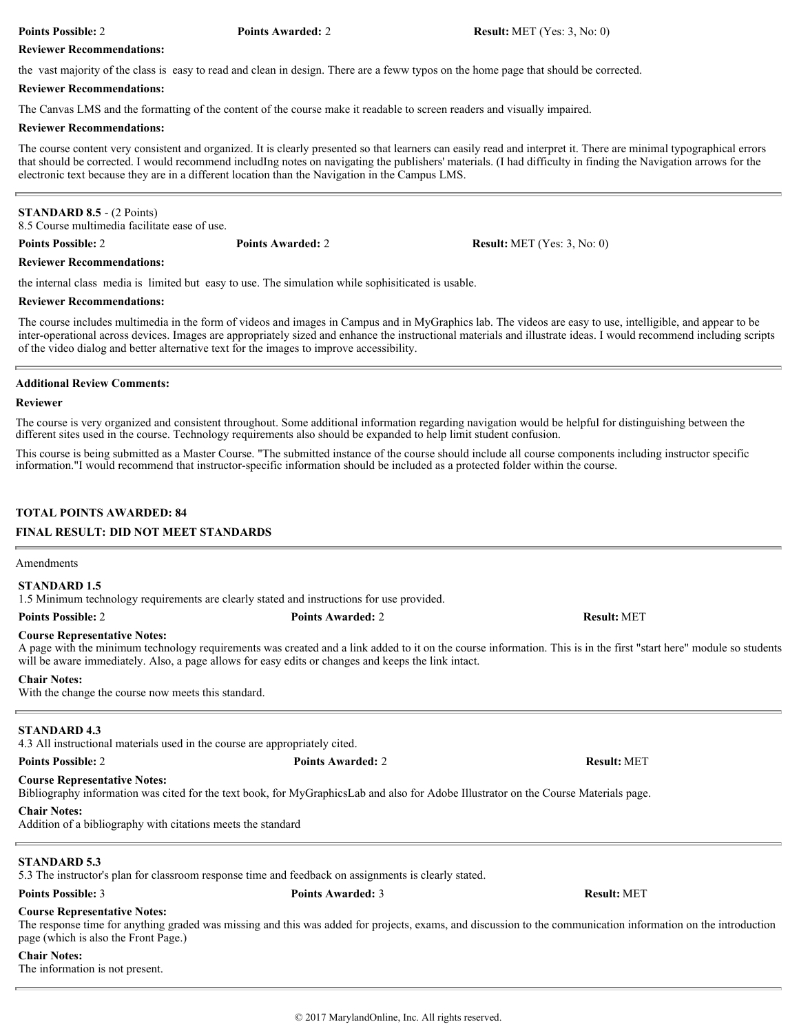**Points Possible:** 2 **Points Awarded:** 2 **Result:** MET (Yes: 3, No: 0)

**Reviewer Recommendations:**

the vast majority of the class is easy to read and clean in design. There are a feww typos on the home page that should be corrected.

**Reviewer Recommendations:**

The Canvas LMS and the formatting of the content of the course make it readable to screen readers and visually impaired.

**Reviewer Recommendations:**

The course content very consistent and organized. It is clearly presented so that learners can easily read and interpret it. There are minimal typographical errors that should be corrected. I would recommend includIng notes on navigating the publishers' materials. (I had difficulty in finding the Navigation arrows for the electronic text because they are in a different location than the Navigation in the Campus LMS.

---

**STANDARD 8.5** - (2 Points)
8.5 Course multimedia facilitate ease of use.

**Points Possible:** 2 **Points Awarded:** 2 **Result:** MET (Yes: 3, No: 0)

**Reviewer Recommendations:**

the internal class media is limited but easy to use. The simulation while sophisiticated is usable.

**Reviewer Recommendations:**

The course includes multimedia in the form of videos and images in Campus and in MyGraphics lab. The videos are easy to use, intelligible, and appear to be inter-operational across devices. Images are appropriately sized and enhance the instructional materials and illustrate ideas. I would recommend including scripts of the video dialog and better alternative text for the images to improve accessibility.

---

**Additional Review Comments:**

**Reviewer**

The course is very organized and consistent throughout. Some additional information regarding navigation would be helpful for distinguishing between the different sites used in the course. Technology requirements also should be expanded to help limit student confusion.

This course is being submitted as a Master Course. "The submitted instance of the course should include all course components including instructor specific information."I would recommend that instructor-specific information should be included as a protected folder within the course.

**TOTAL POINTS AWARDED: 84**

**FINAL RESULT: DID NOT MEET STANDARDS**

---

Amendments

**STANDARD 1.5**
1.5 Minimum technology requirements are clearly stated and instructions for use provided.

**Points Possible:** 2 **Points Awarded:** 2 **Result:** MET

**Course Representative Notes:**
A page with the minimum technology requirements was created and a link added to it on the course information. This is in the first "start here" module so students will be aware immediately. Also, a page allows for easy edits or changes and keeps the link intact.

**Chair Notes:**
With the change the course now meets this standard.

---

**STANDARD 4.3**
4.3 All instructional materials used in the course are appropriately cited.

**Points Possible:** 2 **Points Awarded:** 2 **Result:** MET

**Course Representative Notes:**
Bibliography information was cited for the text book, for MyGraphicsLab and also for Adobe Illustrator on the Course Materials page.

**Chair Notes:**
Addition of a bibliography with citations meets the standard

---

**STANDARD 5.3**
5.3 The instructor's plan for classroom response time and feedback on assignments is clearly stated.

**Points Possible:** 3 **Points Awarded:** 3 **Result:** MET

**Course Representative Notes:**
The response time for anything graded was missing and this was added for projects, exams, and discussion to the communication information on the introduction page (which is also the Front Page.)

**Chair Notes:**
The information is not present.

---

© 2017 MarylandOnline, Inc. All rights reserved.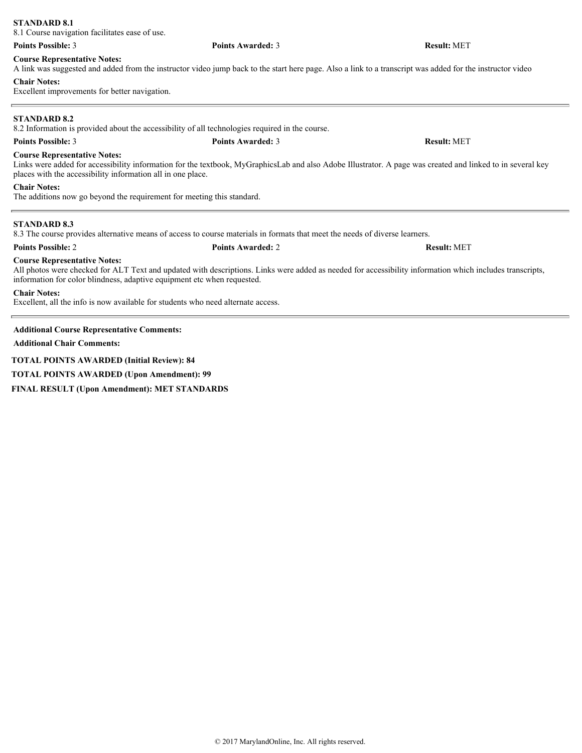**STANDARD 8.1**

8.1 Course navigation facilitates ease of use.

**Points Possible:** 3 **Points Awarded:** 3 **Result:** MET

**Course Representative Notes:**

A link was suggested and added from the instructor video jump back to the start here page. Also a link to a transcript was added for the instructor video

**Chair Notes:**

Excellent improvements for better navigation.

---

**STANDARD 8.2**

8.2 Information is provided about the accessibility of all technologies required in the course.

**Points Possible:** 3 **Points Awarded:** 3 **Result:** MET

**Course Representative Notes:**

Links were added for accessibility information for the textbook, MyGraphicsLab and also Adobe Illustrator. A page was created and linked to in several key places with the accessibility information all in one place.

**Chair Notes:**

The additions now go beyond the requirement for meeting this standard.

---

**STANDARD 8.3**

8.3 The course provides alternative means of access to course materials in formats that meet the needs of diverse learners.

**Points Possible:** 2 **Points Awarded:** 2 **Result:** MET

**Course Representative Notes:**

All photos were checked for ALT Text and updated with descriptions. Links were added as needed for accessibility information which includes transcripts, information for color blindness, adaptive equipment etc when requested.

**Chair Notes:**

Excellent, all the info is now available for students who need alternate access.

---

**Additional Course Representative Comments:**

**Additional Chair Comments:**

**TOTAL POINTS AWARDED (Initial Review): 84**

**TOTAL POINTS AWARDED (Upon Amendment): 99**

**FINAL RESULT (Upon Amendment): MET STANDARDS**

© 2017 MarylandOnline, Inc. All rights reserved.